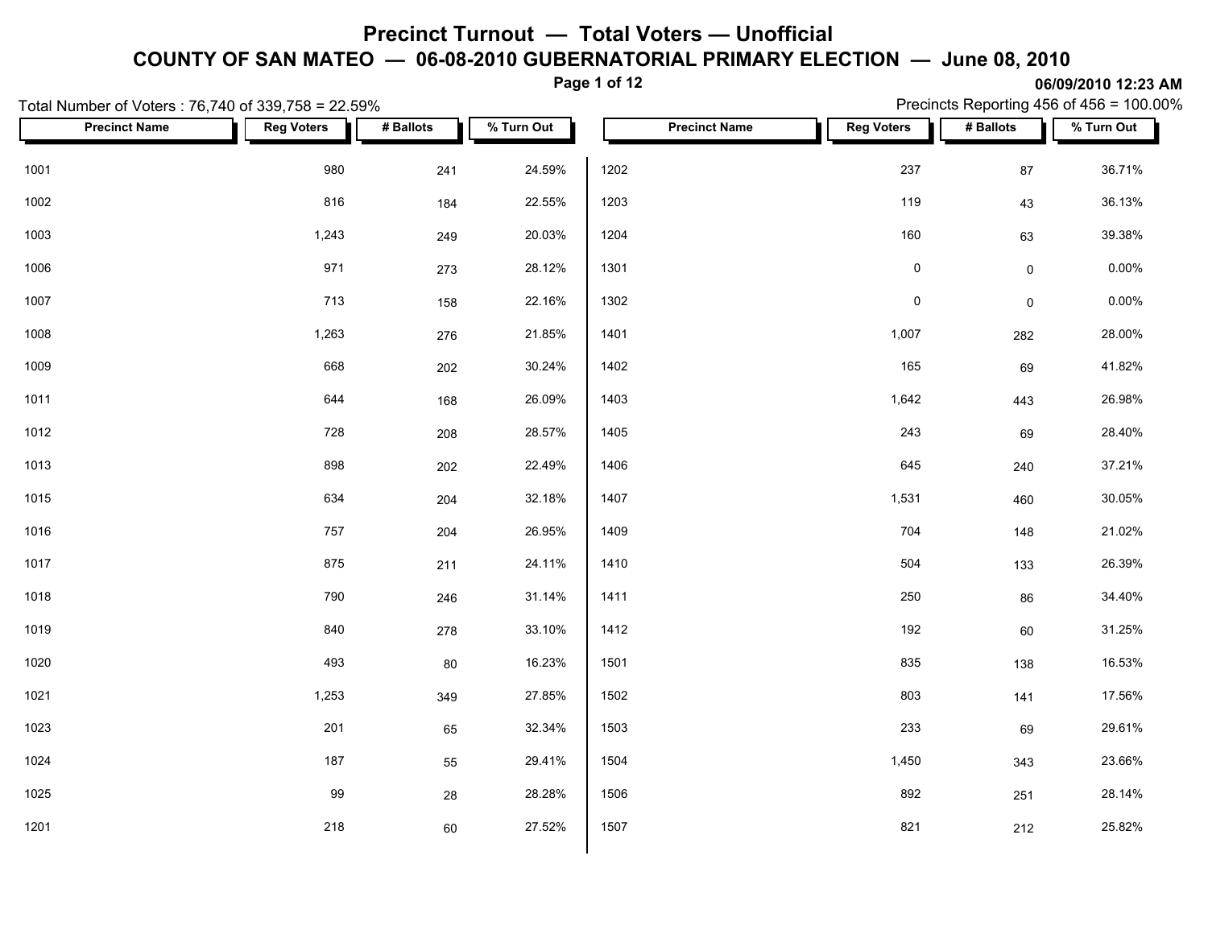# Precinct Turnout — Total Voters — Unofficial

## COUNTY OF SAN MATEO — 06-08-2010 GUBERNATORIAL PRIMARY ELECTION — June 08, 2010

06/09/2010 12:23 AM

Total Number of Voters : 76,740 of 339,758 = 22.59%

Precincts Reporting 456 of 456 = 100.00%

| Precinct Name | Reg Voters | # Ballots | % Turn Out |
|---|---|---|---|
| 1001 | 980 | 241 | 24.59% |
| 1002 | 816 | 184 | 22.55% |
| 1003 | 1,243 | 249 | 20.03% |
| 1006 | 971 | 273 | 28.12% |
| 1007 | 713 | 158 | 22.16% |
| 1008 | 1,263 | 276 | 21.85% |
| 1009 | 668 | 202 | 30.24% |
| 1011 | 644 | 168 | 26.09% |
| 1012 | 728 | 208 | 28.57% |
| 1013 | 898 | 202 | 22.49% |
| 1015 | 634 | 204 | 32.18% |
| 1016 | 757 | 204 | 26.95% |
| 1017 | 875 | 211 | 24.11% |
| 1018 | 790 | 246 | 31.14% |
| 1019 | 840 | 278 | 33.10% |
| 1020 | 493 | 80 | 16.23% |
| 1021 | 1,253 | 349 | 27.85% |
| 1023 | 201 | 65 | 32.34% |
| 1024 | 187 | 55 | 29.41% |
| 1025 | 99 | 28 | 28.28% |
| 1201 | 218 | 60 | 27.52% |
| 1202 | 237 | 87 | 36.71% |
| 1203 | 119 | 43 | 36.13% |
| 1204 | 160 | 63 | 39.38% |
| 1301 | 0 | 0 | 0.00% |
| 1302 | 0 | 0 | 0.00% |
| 1401 | 1,007 | 282 | 28.00% |
| 1402 | 165 | 69 | 41.82% |
| 1403 | 1,642 | 443 | 26.98% |
| 1405 | 243 | 69 | 28.40% |
| 1406 | 645 | 240 | 37.21% |
| 1407 | 1,531 | 460 | 30.05% |
| 1409 | 704 | 148 | 21.02% |
| 1410 | 504 | 133 | 26.39% |
| 1411 | 250 | 86 | 34.40% |
| 1412 | 192 | 60 | 31.25% |
| 1501 | 835 | 138 | 16.53% |
| 1502 | 803 | 141 | 17.56% |
| 1503 | 233 | 69 | 29.61% |
| 1504 | 1,450 | 343 | 23.66% |
| 1506 | 892 | 251 | 28.14% |
| 1507 | 821 | 212 | 25.82% |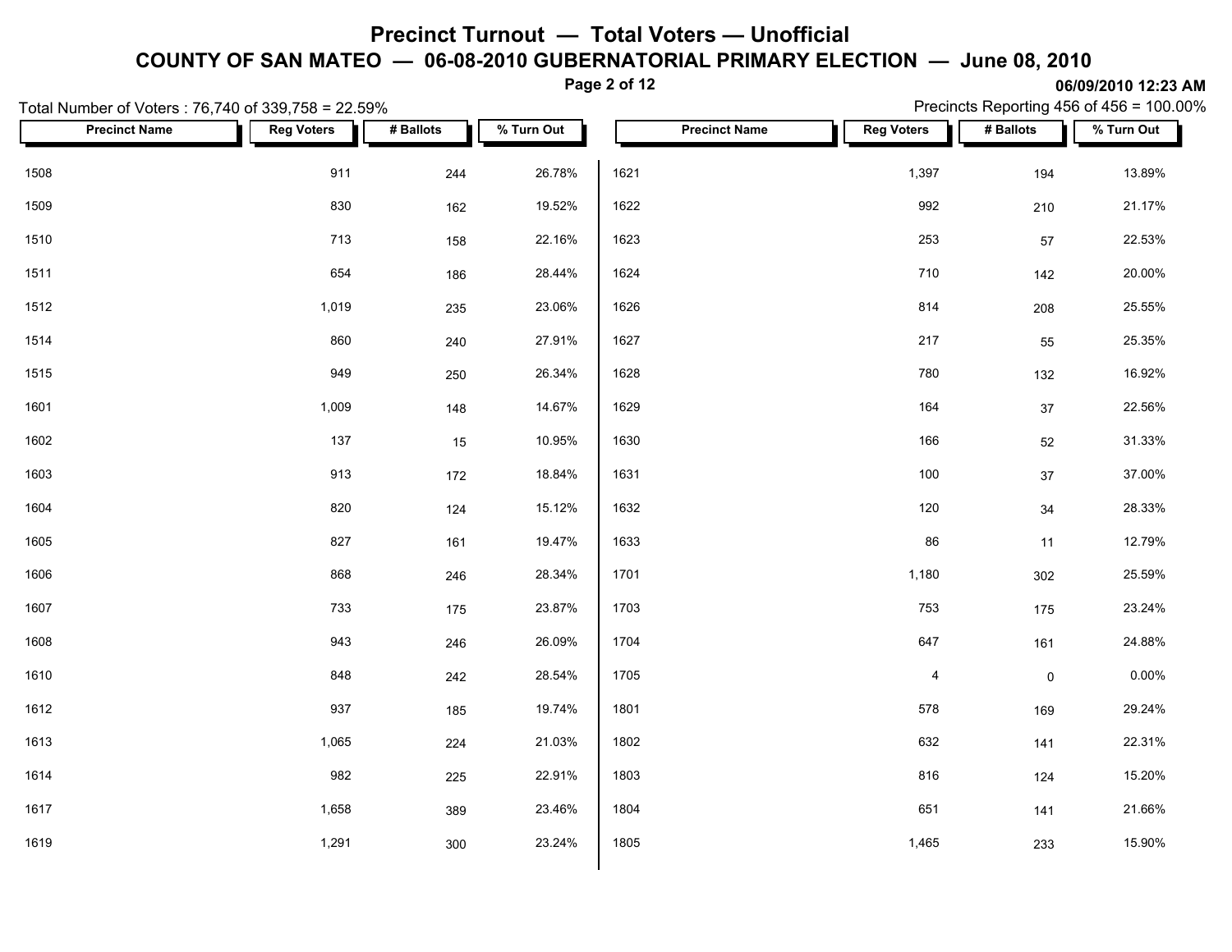# Precinct Turnout — Total Voters — Unofficial

## COUNTY OF SAN MATEO — 06-08-2010 GUBERNATORIAL PRIMARY ELECTION — June 08, 2010

06/09/2010 12:23 AM

Total Number of Voters : 76,740 of 339,758 = 22.59%

Precincts Reporting 456 of 456 = 100.00%

| Precinct Name | Reg Voters | # Ballots | % Turn Out |
|---|---|---|---|
| 1508 | 911 | 244 | 26.78% |
| 1509 | 830 | 162 | 19.52% |
| 1510 | 713 | 158 | 22.16% |
| 1511 | 654 | 186 | 28.44% |
| 1512 | 1,019 | 235 | 23.06% |
| 1514 | 860 | 240 | 27.91% |
| 1515 | 949 | 250 | 26.34% |
| 1601 | 1,009 | 148 | 14.67% |
| 1602 | 137 | 15 | 10.95% |
| 1603 | 913 | 172 | 18.84% |
| 1604 | 820 | 124 | 15.12% |
| 1605 | 827 | 161 | 19.47% |
| 1606 | 868 | 246 | 28.34% |
| 1607 | 733 | 175 | 23.87% |
| 1608 | 943 | 246 | 26.09% |
| 1610 | 848 | 242 | 28.54% |
| 1612 | 937 | 185 | 19.74% |
| 1613 | 1,065 | 224 | 21.03% |
| 1614 | 982 | 225 | 22.91% |
| 1617 | 1,658 | 389 | 23.46% |
| 1619 | 1,291 | 300 | 23.24% |
| 1621 | 1,397 | 194 | 13.89% |
| 1622 | 992 | 210 | 21.17% |
| 1623 | 253 | 57 | 22.53% |
| 1624 | 710 | 142 | 20.00% |
| 1626 | 814 | 208 | 25.55% |
| 1627 | 217 | 55 | 25.35% |
| 1628 | 780 | 132 | 16.92% |
| 1629 | 164 | 37 | 22.56% |
| 1630 | 166 | 52 | 31.33% |
| 1631 | 100 | 37 | 37.00% |
| 1632 | 120 | 34 | 28.33% |
| 1633 | 86 | 11 | 12.79% |
| 1701 | 1,180 | 302 | 25.59% |
| 1703 | 753 | 175 | 23.24% |
| 1704 | 647 | 161 | 24.88% |
| 1705 | 4 | 0 | 0.00% |
| 1801 | 578 | 169 | 29.24% |
| 1802 | 632 | 141 | 22.31% |
| 1803 | 816 | 124 | 15.20% |
| 1804 | 651 | 141 | 21.66% |
| 1805 | 1,465 | 233 | 15.90% |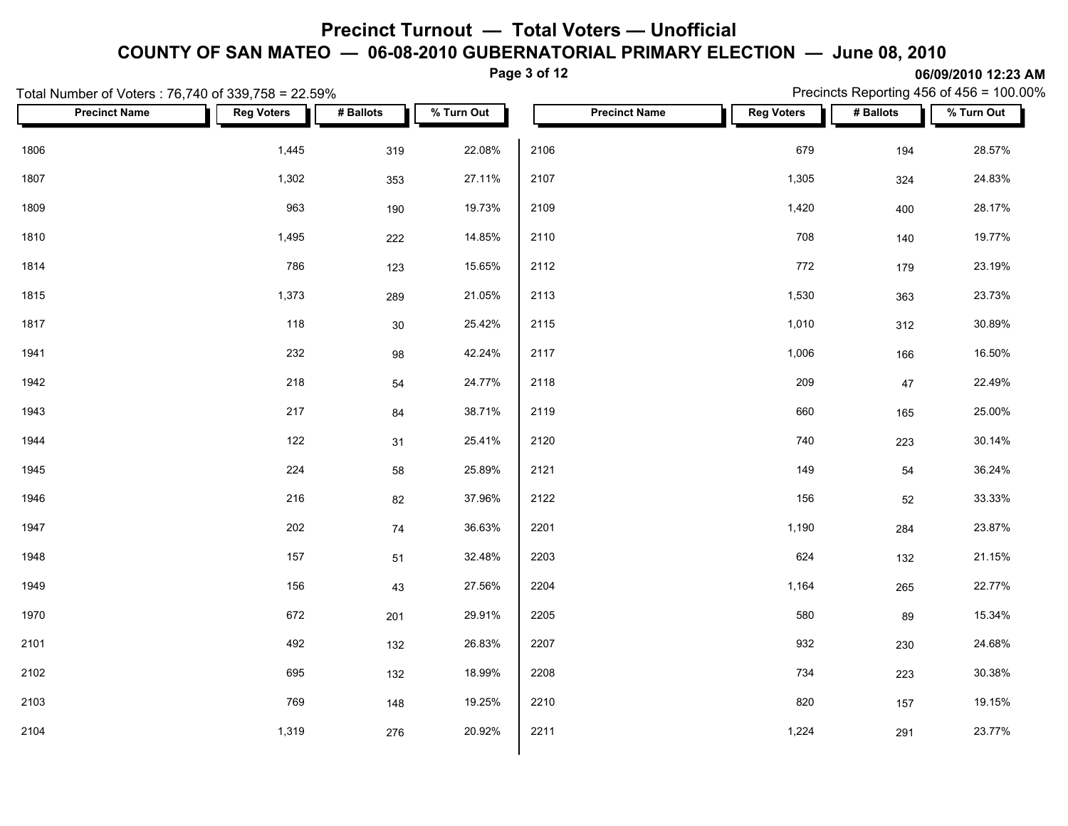# Precinct Turnout — Total Voters — Unofficial

## COUNTY OF SAN MATEO — 06-08-2010 GUBERNATORIAL PRIMARY ELECTION — June 08, 2010

06/09/2010 12:23 AM

Total Number of Voters : 76,740 of 339,758 = 22.59%

Precincts Reporting 456 of 456 = 100.00%

| Precinct Name | Reg Voters | # Ballots | % Turn Out |
|---|---|---|---|
| 1806 | 1,445 | 319 | 22.08% |
| 1807 | 1,302 | 353 | 27.11% |
| 1809 | 963 | 190 | 19.73% |
| 1810 | 1,495 | 222 | 14.85% |
| 1814 | 786 | 123 | 15.65% |
| 1815 | 1,373 | 289 | 21.05% |
| 1817 | 118 | 30 | 25.42% |
| 1941 | 232 | 98 | 42.24% |
| 1942 | 218 | 54 | 24.77% |
| 1943 | 217 | 84 | 38.71% |
| 1944 | 122 | 31 | 25.41% |
| 1945 | 224 | 58 | 25.89% |
| 1946 | 216 | 82 | 37.96% |
| 1947 | 202 | 74 | 36.63% |
| 1948 | 157 | 51 | 32.48% |
| 1949 | 156 | 43 | 27.56% |
| 1970 | 672 | 201 | 29.91% |
| 2101 | 492 | 132 | 26.83% |
| 2102 | 695 | 132 | 18.99% |
| 2103 | 769 | 148 | 19.25% |
| 2104 | 1,319 | 276 | 20.92% |
| 2106 | 679 | 194 | 28.57% |
| 2107 | 1,305 | 324 | 24.83% |
| 2109 | 1,420 | 400 | 28.17% |
| 2110 | 708 | 140 | 19.77% |
| 2112 | 772 | 179 | 23.19% |
| 2113 | 1,530 | 363 | 23.73% |
| 2115 | 1,010 | 312 | 30.89% |
| 2117 | 1,006 | 166 | 16.50% |
| 2118 | 209 | 47 | 22.49% |
| 2119 | 660 | 165 | 25.00% |
| 2120 | 740 | 223 | 30.14% |
| 2121 | 149 | 54 | 36.24% |
| 2122 | 156 | 52 | 33.33% |
| 2201 | 1,190 | 284 | 23.87% |
| 2203 | 624 | 132 | 21.15% |
| 2204 | 1,164 | 265 | 22.77% |
| 2205 | 580 | 89 | 15.34% |
| 2207 | 932 | 230 | 24.68% |
| 2208 | 734 | 223 | 30.38% |
| 2210 | 820 | 157 | 19.15% |
| 2211 | 1,224 | 291 | 23.77% |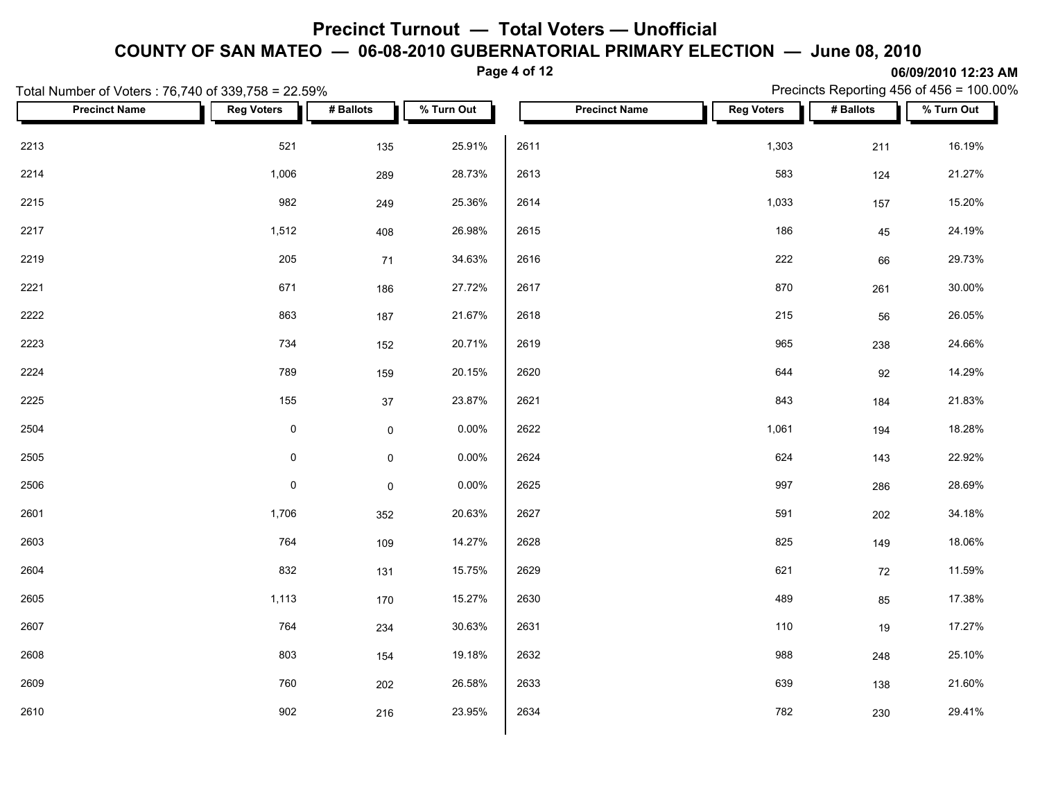# Precinct Turnout — Total Voters — Unofficial

## COUNTY OF SAN MATEO — 06-08-2010 GUBERNATORIAL PRIMARY ELECTION — June 08, 2010

**06/09/2010 12:23 AM**

Total Number of Voters : 76,740 of 339,758 = 22.59%

Precincts Reporting 456 of 456 = 100.00%

| Precinct Name | Reg Voters | # Ballots | % Turn Out |
|---|---|---|---|
| 2213 | 521 | 135 | 25.91% |
| 2214 | 1,006 | 289 | 28.73% |
| 2215 | 982 | 249 | 25.36% |
| 2217 | 1,512 | 408 | 26.98% |
| 2219 | 205 | 71 | 34.63% |
| 2221 | 671 | 186 | 27.72% |
| 2222 | 863 | 187 | 21.67% |
| 2223 | 734 | 152 | 20.71% |
| 2224 | 789 | 159 | 20.15% |
| 2225 | 155 | 37 | 23.87% |
| 2504 | 0 | 0 | 0.00% |
| 2505 | 0 | 0 | 0.00% |
| 2506 | 0 | 0 | 0.00% |
| 2601 | 1,706 | 352 | 20.63% |
| 2603 | 764 | 109 | 14.27% |
| 2604 | 832 | 131 | 15.75% |
| 2605 | 1,113 | 170 | 15.27% |
| 2607 | 764 | 234 | 30.63% |
| 2608 | 803 | 154 | 19.18% |
| 2609 | 760 | 202 | 26.58% |
| 2610 | 902 | 216 | 23.95% |
| 2611 | 1,303 | 211 | 16.19% |
| 2613 | 583 | 124 | 21.27% |
| 2614 | 1,033 | 157 | 15.20% |
| 2615 | 186 | 45 | 24.19% |
| 2616 | 222 | 66 | 29.73% |
| 2617 | 870 | 261 | 30.00% |
| 2618 | 215 | 56 | 26.05% |
| 2619 | 965 | 238 | 24.66% |
| 2620 | 644 | 92 | 14.29% |
| 2621 | 843 | 184 | 21.83% |
| 2622 | 1,061 | 194 | 18.28% |
| 2624 | 624 | 143 | 22.92% |
| 2625 | 997 | 286 | 28.69% |
| 2627 | 591 | 202 | 34.18% |
| 2628 | 825 | 149 | 18.06% |
| 2629 | 621 | 72 | 11.59% |
| 2630 | 489 | 85 | 17.38% |
| 2631 | 110 | 19 | 17.27% |
| 2632 | 988 | 248 | 25.10% |
| 2633 | 639 | 138 | 21.60% |
| 2634 | 782 | 230 | 29.41% |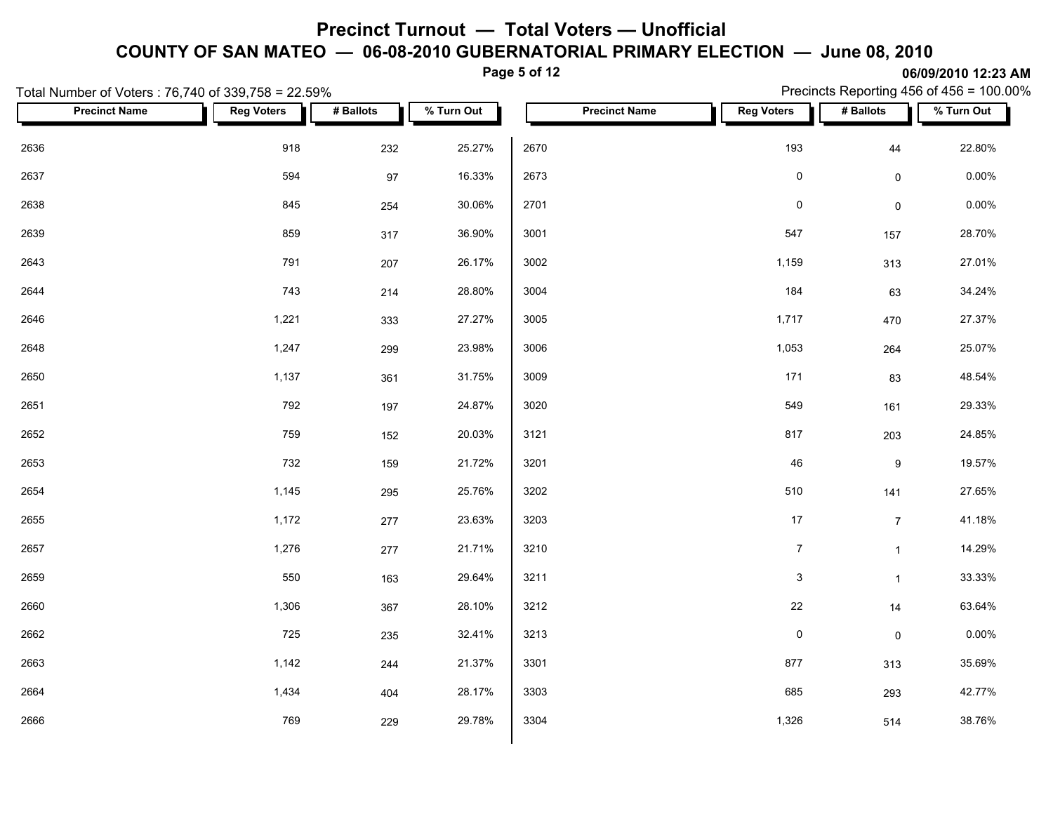# Precinct Turnout — Total Voters — Unofficial

## COUNTY OF SAN MATEO — 06-08-2010 GUBERNATORIAL PRIMARY ELECTION — June 08, 2010

06/09/2010 12:23 AM

Total Number of Voters : 76,740 of 339,758 = 22.59%

Precincts Reporting 456 of 456 = 100.00%

| Precinct Name | Reg Voters | # Ballots | % Turn Out |
|---|---|---|---|
| 2636 | 918 | 232 | 25.27% |
| 2637 | 594 | 97 | 16.33% |
| 2638 | 845 | 254 | 30.06% |
| 2639 | 859 | 317 | 36.90% |
| 2643 | 791 | 207 | 26.17% |
| 2644 | 743 | 214 | 28.80% |
| 2646 | 1,221 | 333 | 27.27% |
| 2648 | 1,247 | 299 | 23.98% |
| 2650 | 1,137 | 361 | 31.75% |
| 2651 | 792 | 197 | 24.87% |
| 2652 | 759 | 152 | 20.03% |
| 2653 | 732 | 159 | 21.72% |
| 2654 | 1,145 | 295 | 25.76% |
| 2655 | 1,172 | 277 | 23.63% |
| 2657 | 1,276 | 277 | 21.71% |
| 2659 | 550 | 163 | 29.64% |
| 2660 | 1,306 | 367 | 28.10% |
| 2662 | 725 | 235 | 32.41% |
| 2663 | 1,142 | 244 | 21.37% |
| 2664 | 1,434 | 404 | 28.17% |
| 2666 | 769 | 229 | 29.78% |
| 2670 | 193 | 44 | 22.80% |
| 2673 | 0 | 0 | 0.00% |
| 2701 | 0 | 0 | 0.00% |
| 3001 | 547 | 157 | 28.70% |
| 3002 | 1,159 | 313 | 27.01% |
| 3004 | 184 | 63 | 34.24% |
| 3005 | 1,717 | 470 | 27.37% |
| 3006 | 1,053 | 264 | 25.07% |
| 3009 | 171 | 83 | 48.54% |
| 3020 | 549 | 161 | 29.33% |
| 3121 | 817 | 203 | 24.85% |
| 3201 | 46 | 9 | 19.57% |
| 3202 | 510 | 141 | 27.65% |
| 3203 | 17 | 7 | 41.18% |
| 3210 | 7 | 1 | 14.29% |
| 3211 | 3 | 1 | 33.33% |
| 3212 | 22 | 14 | 63.64% |
| 3213 | 0 | 0 | 0.00% |
| 3301 | 877 | 313 | 35.69% |
| 3303 | 685 | 293 | 42.77% |
| 3304 | 1,326 | 514 | 38.76% |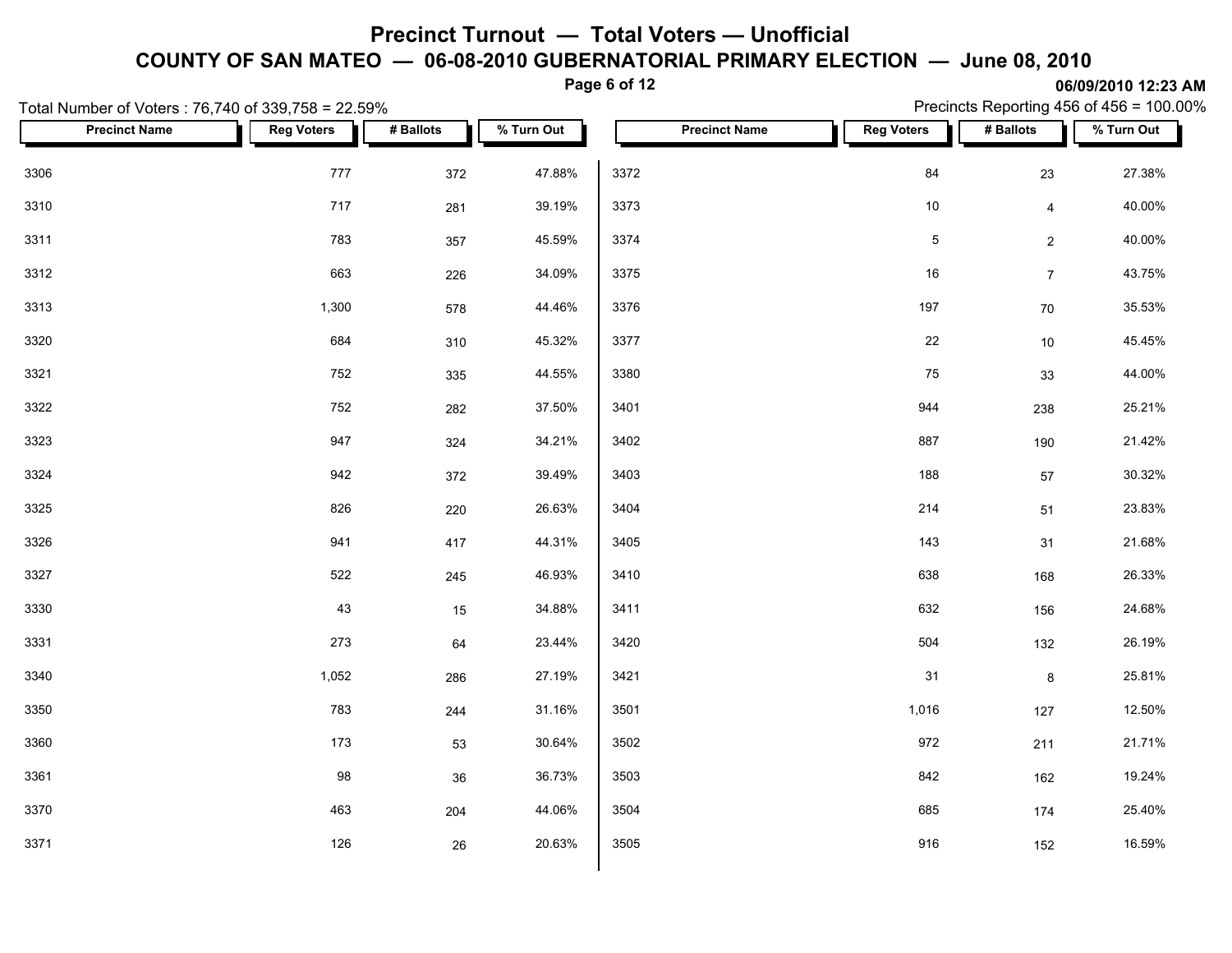# Precinct Turnout — Total Voters — Unofficial

## COUNTY OF SAN MATEO — 06-08-2010 GUBERNATORIAL PRIMARY ELECTION — June 08, 2010

**06/09/2010 12:23 AM**

Total Number of Voters : 76,740 of 339,758 = 22.59%

Precincts Reporting 456 of 456 = 100.00%

| Precinct Name | Reg Voters | # Ballots | % Turn Out |
|---|---|---|---|
| 3306 | 777 | 372 | 47.88% |
| 3310 | 717 | 281 | 39.19% |
| 3311 | 783 | 357 | 45.59% |
| 3312 | 663 | 226 | 34.09% |
| 3313 | 1,300 | 578 | 44.46% |
| 3320 | 684 | 310 | 45.32% |
| 3321 | 752 | 335 | 44.55% |
| 3322 | 752 | 282 | 37.50% |
| 3323 | 947 | 324 | 34.21% |
| 3324 | 942 | 372 | 39.49% |
| 3325 | 826 | 220 | 26.63% |
| 3326 | 941 | 417 | 44.31% |
| 3327 | 522 | 245 | 46.93% |
| 3330 | 43 | 15 | 34.88% |
| 3331 | 273 | 64 | 23.44% |
| 3340 | 1,052 | 286 | 27.19% |
| 3350 | 783 | 244 | 31.16% |
| 3360 | 173 | 53 | 30.64% |
| 3361 | 98 | 36 | 36.73% |
| 3370 | 463 | 204 | 44.06% |
| 3371 | 126 | 26 | 20.63% |
| 3372 | 84 | 23 | 27.38% |
| 3373 | 10 | 4 | 40.00% |
| 3374 | 5 | 2 | 40.00% |
| 3375 | 16 | 7 | 43.75% |
| 3376 | 197 | 70 | 35.53% |
| 3377 | 22 | 10 | 45.45% |
| 3380 | 75 | 33 | 44.00% |
| 3401 | 944 | 238 | 25.21% |
| 3402 | 887 | 190 | 21.42% |
| 3403 | 188 | 57 | 30.32% |
| 3404 | 214 | 51 | 23.83% |
| 3405 | 143 | 31 | 21.68% |
| 3410 | 638 | 168 | 26.33% |
| 3411 | 632 | 156 | 24.68% |
| 3420 | 504 | 132 | 26.19% |
| 3421 | 31 | 8 | 25.81% |
| 3501 | 1,016 | 127 | 12.50% |
| 3502 | 972 | 211 | 21.71% |
| 3503 | 842 | 162 | 19.24% |
| 3504 | 685 | 174 | 25.40% |
| 3505 | 916 | 152 | 16.59% |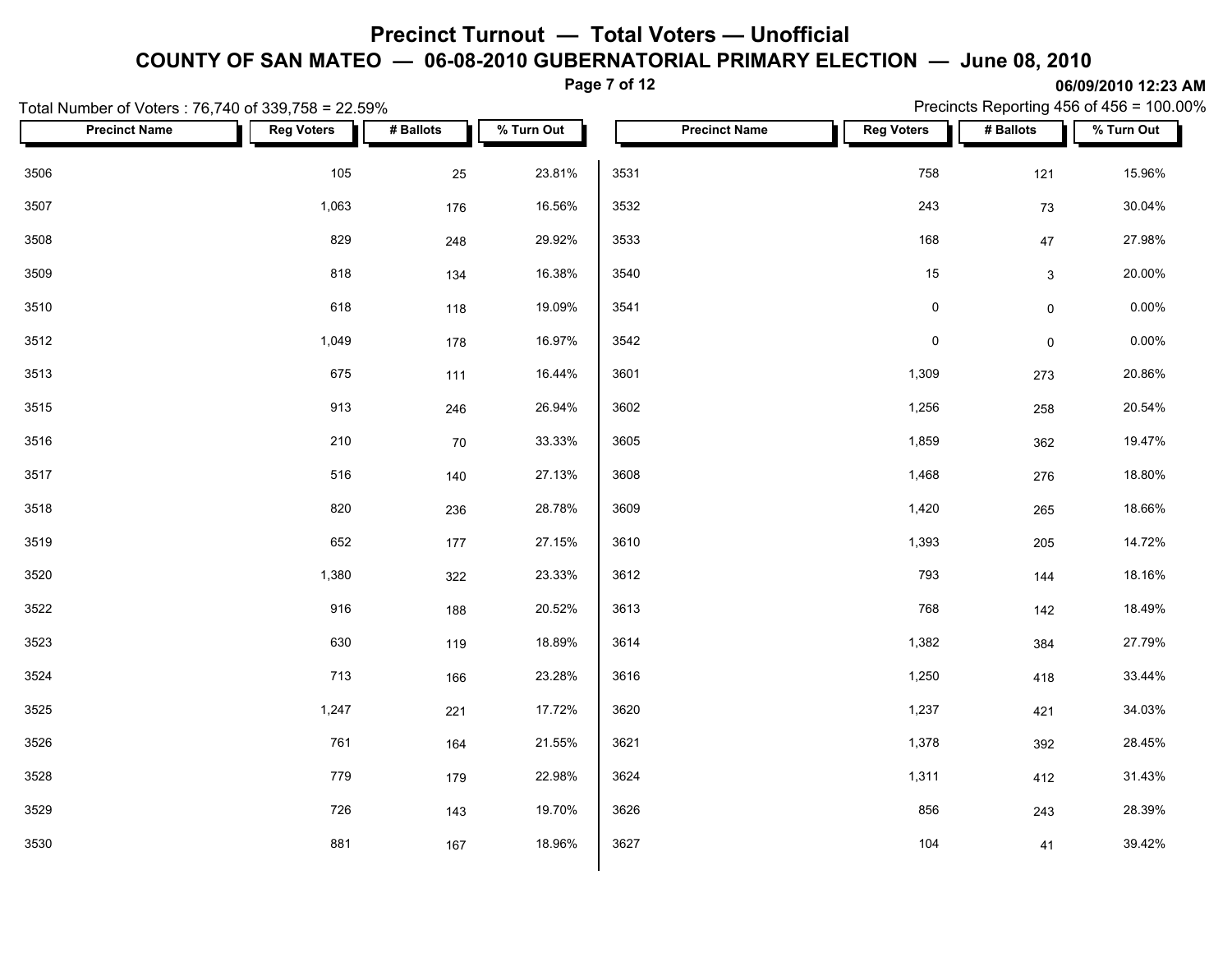# Precinct Turnout — Total Voters — Unofficial

## COUNTY OF SAN MATEO — 06-08-2010 GUBERNATORIAL PRIMARY ELECTION — June 08, 2010

**06/09/2010 12:23 AM**

Total Number of Voters : 76,740 of 339,758 = 22.59%

Precincts Reporting 456 of 456 = 100.00%

| Precinct Name | Reg Voters | # Ballots | % Turn Out |
|---|---|---|---|
| 3506 | 105 | 25 | 23.81% |
| 3507 | 1,063 | 176 | 16.56% |
| 3508 | 829 | 248 | 29.92% |
| 3509 | 818 | 134 | 16.38% |
| 3510 | 618 | 118 | 19.09% |
| 3512 | 1,049 | 178 | 16.97% |
| 3513 | 675 | 111 | 16.44% |
| 3515 | 913 | 246 | 26.94% |
| 3516 | 210 | 70 | 33.33% |
| 3517 | 516 | 140 | 27.13% |
| 3518 | 820 | 236 | 28.78% |
| 3519 | 652 | 177 | 27.15% |
| 3520 | 1,380 | 322 | 23.33% |
| 3522 | 916 | 188 | 20.52% |
| 3523 | 630 | 119 | 18.89% |
| 3524 | 713 | 166 | 23.28% |
| 3525 | 1,247 | 221 | 17.72% |
| 3526 | 761 | 164 | 21.55% |
| 3528 | 779 | 179 | 22.98% |
| 3529 | 726 | 143 | 19.70% |
| 3530 | 881 | 167 | 18.96% |
| 3531 | 758 | 121 | 15.96% |
| 3532 | 243 | 73 | 30.04% |
| 3533 | 168 | 47 | 27.98% |
| 3540 | 15 | 3 | 20.00% |
| 3541 | 0 | 0 | 0.00% |
| 3542 | 0 | 0 | 0.00% |
| 3601 | 1,309 | 273 | 20.86% |
| 3602 | 1,256 | 258 | 20.54% |
| 3605 | 1,859 | 362 | 19.47% |
| 3608 | 1,468 | 276 | 18.80% |
| 3609 | 1,420 | 265 | 18.66% |
| 3610 | 1,393 | 205 | 14.72% |
| 3612 | 793 | 144 | 18.16% |
| 3613 | 768 | 142 | 18.49% |
| 3614 | 1,382 | 384 | 27.79% |
| 3616 | 1,250 | 418 | 33.44% |
| 3620 | 1,237 | 421 | 34.03% |
| 3621 | 1,378 | 392 | 28.45% |
| 3624 | 1,311 | 412 | 31.43% |
| 3626 | 856 | 243 | 28.39% |
| 3627 | 104 | 41 | 39.42% |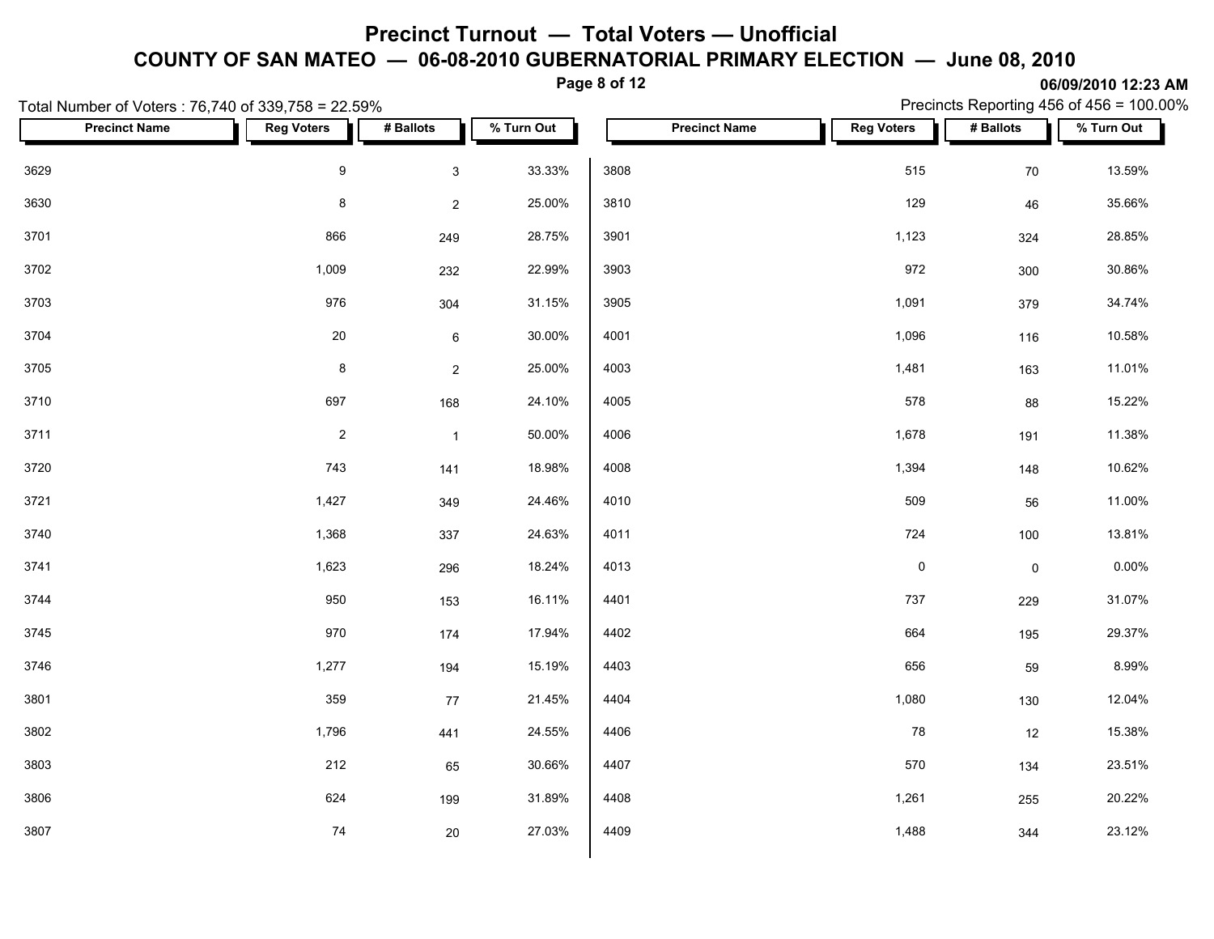# Precinct Turnout — Total Voters — Unofficial

## COUNTY OF SAN MATEO — 06-08-2010 GUBERNATORIAL PRIMARY ELECTION — June 08, 2010

06/09/2010 12:23 AM

Total Number of Voters : 76,740 of 339,758 = 22.59%

Precincts Reporting 456 of 456 = 100.00%

| Precinct Name | Reg Voters | # Ballots | % Turn Out |
|---|---|---|---|
| 3629 | 9 | 3 | 33.33% |
| 3630 | 8 | 2 | 25.00% |
| 3701 | 866 | 249 | 28.75% |
| 3702 | 1,009 | 232 | 22.99% |
| 3703 | 976 | 304 | 31.15% |
| 3704 | 20 | 6 | 30.00% |
| 3705 | 8 | 2 | 25.00% |
| 3710 | 697 | 168 | 24.10% |
| 3711 | 2 | 1 | 50.00% |
| 3720 | 743 | 141 | 18.98% |
| 3721 | 1,427 | 349 | 24.46% |
| 3740 | 1,368 | 337 | 24.63% |
| 3741 | 1,623 | 296 | 18.24% |
| 3744 | 950 | 153 | 16.11% |
| 3745 | 970 | 174 | 17.94% |
| 3746 | 1,277 | 194 | 15.19% |
| 3801 | 359 | 77 | 21.45% |
| 3802 | 1,796 | 441 | 24.55% |
| 3803 | 212 | 65 | 30.66% |
| 3806 | 624 | 199 | 31.89% |
| 3807 | 74 | 20 | 27.03% |
| 3808 | 515 | 70 | 13.59% |
| 3810 | 129 | 46 | 35.66% |
| 3901 | 1,123 | 324 | 28.85% |
| 3903 | 972 | 300 | 30.86% |
| 3905 | 1,091 | 379 | 34.74% |
| 4001 | 1,096 | 116 | 10.58% |
| 4003 | 1,481 | 163 | 11.01% |
| 4005 | 578 | 88 | 15.22% |
| 4006 | 1,678 | 191 | 11.38% |
| 4008 | 1,394 | 148 | 10.62% |
| 4010 | 509 | 56 | 11.00% |
| 4011 | 724 | 100 | 13.81% |
| 4013 | 0 | 0 | 0.00% |
| 4401 | 737 | 229 | 31.07% |
| 4402 | 664 | 195 | 29.37% |
| 4403 | 656 | 59 | 8.99% |
| 4404 | 1,080 | 130 | 12.04% |
| 4406 | 78 | 12 | 15.38% |
| 4407 | 570 | 134 | 23.51% |
| 4408 | 1,261 | 255 | 20.22% |
| 4409 | 1,488 | 344 | 23.12% |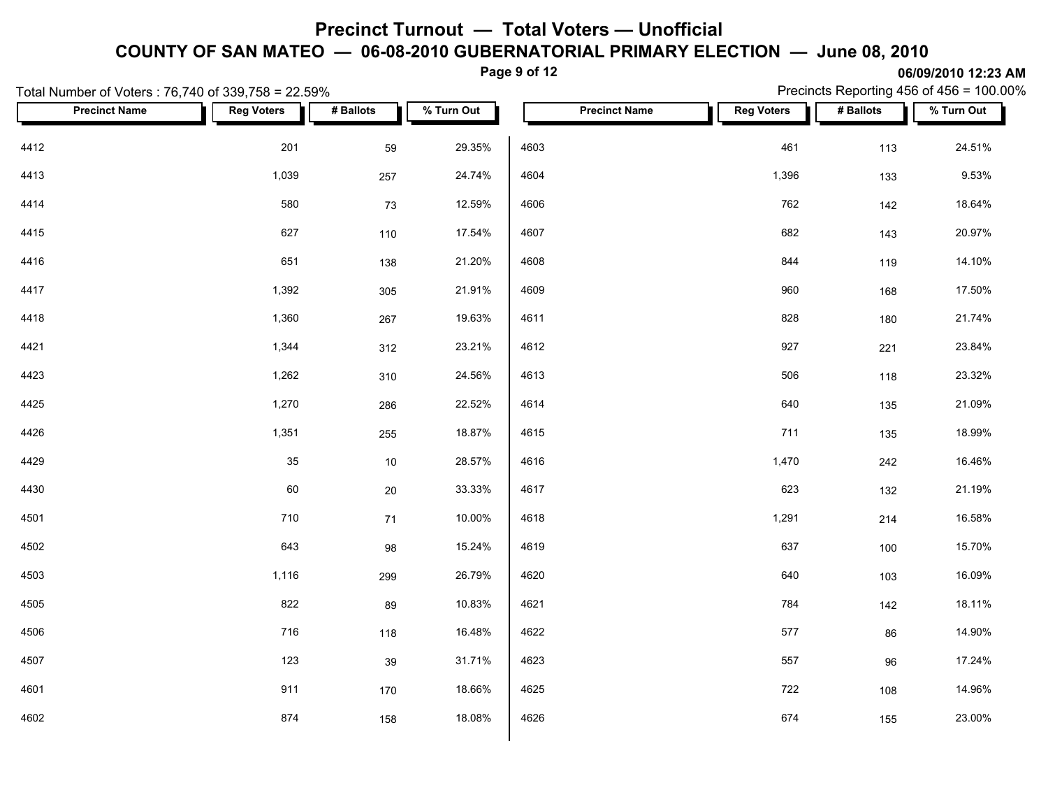# Precinct Turnout — Total Voters — Unofficial

## COUNTY OF SAN MATEO — 06-08-2010 GUBERNATORIAL PRIMARY ELECTION — June 08, 2010

06/09/2010 12:23 AM

Total Number of Voters : 76,740 of 339,758 = 22.59%

Precincts Reporting 456 of 456 = 100.00%

| Precinct Name | Reg Voters | # Ballots | % Turn Out |
|---|---|---|---|
| 4412 | 201 | 59 | 29.35% |
| 4413 | 1,039 | 257 | 24.74% |
| 4414 | 580 | 73 | 12.59% |
| 4415 | 627 | 110 | 17.54% |
| 4416 | 651 | 138 | 21.20% |
| 4417 | 1,392 | 305 | 21.91% |
| 4418 | 1,360 | 267 | 19.63% |
| 4421 | 1,344 | 312 | 23.21% |
| 4423 | 1,262 | 310 | 24.56% |
| 4425 | 1,270 | 286 | 22.52% |
| 4426 | 1,351 | 255 | 18.87% |
| 4429 | 35 | 10 | 28.57% |
| 4430 | 60 | 20 | 33.33% |
| 4501 | 710 | 71 | 10.00% |
| 4502 | 643 | 98 | 15.24% |
| 4503 | 1,116 | 299 | 26.79% |
| 4505 | 822 | 89 | 10.83% |
| 4506 | 716 | 118 | 16.48% |
| 4507 | 123 | 39 | 31.71% |
| 4601 | 911 | 170 | 18.66% |
| 4602 | 874 | 158 | 18.08% |
| 4603 | 461 | 113 | 24.51% |
| 4604 | 1,396 | 133 | 9.53% |
| 4606 | 762 | 142 | 18.64% |
| 4607 | 682 | 143 | 20.97% |
| 4608 | 844 | 119 | 14.10% |
| 4609 | 960 | 168 | 17.50% |
| 4611 | 828 | 180 | 21.74% |
| 4612 | 927 | 221 | 23.84% |
| 4613 | 506 | 118 | 23.32% |
| 4614 | 640 | 135 | 21.09% |
| 4615 | 711 | 135 | 18.99% |
| 4616 | 1,470 | 242 | 16.46% |
| 4617 | 623 | 132 | 21.19% |
| 4618 | 1,291 | 214 | 16.58% |
| 4619 | 637 | 100 | 15.70% |
| 4620 | 640 | 103 | 16.09% |
| 4621 | 784 | 142 | 18.11% |
| 4622 | 577 | 86 | 14.90% |
| 4623 | 557 | 96 | 17.24% |
| 4625 | 722 | 108 | 14.96% |
| 4626 | 674 | 155 | 23.00% |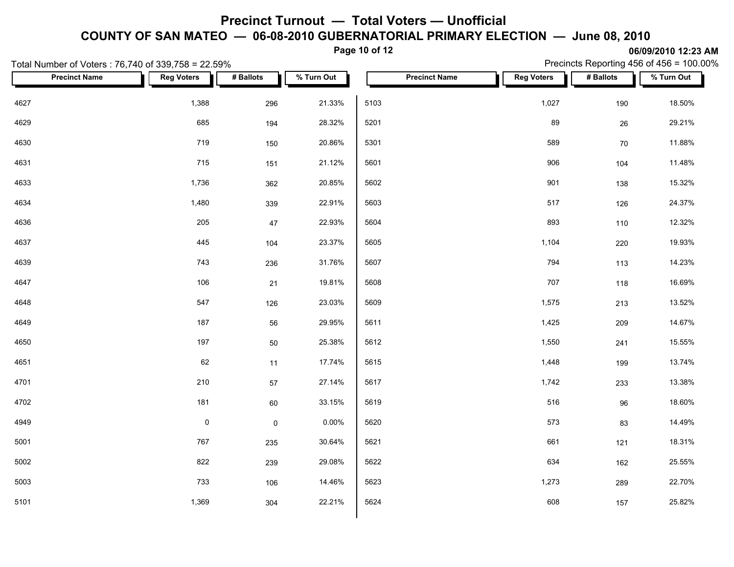# Precinct Turnout — Total Voters — Unofficial

## COUNTY OF SAN MATEO — 06-08-2010 GUBERNATORIAL PRIMARY ELECTION — June 08, 2010

06/09/2010 12:23 AM

Total Number of Voters : 76,740 of 339,758 = 22.59%

Precincts Reporting 456 of 456 = 100.00%

| Precinct Name | Reg Voters | # Ballots | % Turn Out |
|---|---|---|---|
| 4627 | 1,388 | 296 | 21.33% |
| 4629 | 685 | 194 | 28.32% |
| 4630 | 719 | 150 | 20.86% |
| 4631 | 715 | 151 | 21.12% |
| 4633 | 1,736 | 362 | 20.85% |
| 4634 | 1,480 | 339 | 22.91% |
| 4636 | 205 | 47 | 22.93% |
| 4637 | 445 | 104 | 23.37% |
| 4639 | 743 | 236 | 31.76% |
| 4647 | 106 | 21 | 19.81% |
| 4648 | 547 | 126 | 23.03% |
| 4649 | 187 | 56 | 29.95% |
| 4650 | 197 | 50 | 25.38% |
| 4651 | 62 | 11 | 17.74% |
| 4701 | 210 | 57 | 27.14% |
| 4702 | 181 | 60 | 33.15% |
| 4949 | 0 | 0 | 0.00% |
| 5001 | 767 | 235 | 30.64% |
| 5002 | 822 | 239 | 29.08% |
| 5003 | 733 | 106 | 14.46% |
| 5101 | 1,369 | 304 | 22.21% |
| 5103 | 1,027 | 190 | 18.50% |
| 5201 | 89 | 26 | 29.21% |
| 5301 | 589 | 70 | 11.88% |
| 5601 | 906 | 104 | 11.48% |
| 5602 | 901 | 138 | 15.32% |
| 5603 | 517 | 126 | 24.37% |
| 5604 | 893 | 110 | 12.32% |
| 5605 | 1,104 | 220 | 19.93% |
| 5607 | 794 | 113 | 14.23% |
| 5608 | 707 | 118 | 16.69% |
| 5609 | 1,575 | 213 | 13.52% |
| 5611 | 1,425 | 209 | 14.67% |
| 5612 | 1,550 | 241 | 15.55% |
| 5615 | 1,448 | 199 | 13.74% |
| 5617 | 1,742 | 233 | 13.38% |
| 5619 | 516 | 96 | 18.60% |
| 5620 | 573 | 83 | 14.49% |
| 5621 | 661 | 121 | 18.31% |
| 5622 | 634 | 162 | 25.55% |
| 5623 | 1,273 | 289 | 22.70% |
| 5624 | 608 | 157 | 25.82% |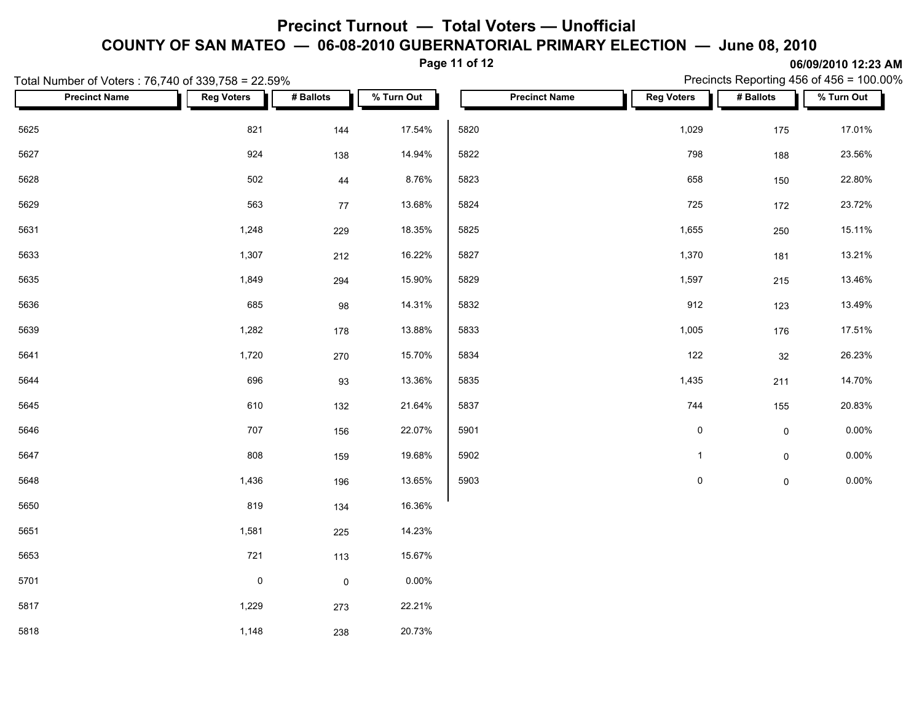# Precinct Turnout — Total Voters — Unofficial

## COUNTY OF SAN MATEO — 06-08-2010 GUBERNATORIAL PRIMARY ELECTION — June 08, 2010

06/09/2010 12:23 AM

Total Number of Voters : 76,740 of 339,758 = 22.59%

Precincts Reporting 456 of 456 = 100.00%

| Precinct Name | Reg Voters | # Ballots | % Turn Out |
|---|---|---|---|
| 5625 | 821 | 144 | 17.54% |
| 5627 | 924 | 138 | 14.94% |
| 5628 | 502 | 44 | 8.76% |
| 5629 | 563 | 77 | 13.68% |
| 5631 | 1,248 | 229 | 18.35% |
| 5633 | 1,307 | 212 | 16.22% |
| 5635 | 1,849 | 294 | 15.90% |
| 5636 | 685 | 98 | 14.31% |
| 5639 | 1,282 | 178 | 13.88% |
| 5641 | 1,720 | 270 | 15.70% |
| 5644 | 696 | 93 | 13.36% |
| 5645 | 610 | 132 | 21.64% |
| 5646 | 707 | 156 | 22.07% |
| 5647 | 808 | 159 | 19.68% |
| 5648 | 1,436 | 196 | 13.65% |
| 5650 | 819 | 134 | 16.36% |
| 5651 | 1,581 | 225 | 14.23% |
| 5653 | 721 | 113 | 15.67% |
| 5701 | 0 | 0 | 0.00% |
| 5817 | 1,229 | 273 | 22.21% |
| 5818 | 1,148 | 238 | 20.73% |
| 5820 | 1,029 | 175 | 17.01% |
| 5822 | 798 | 188 | 23.56% |
| 5823 | 658 | 150 | 22.80% |
| 5824 | 725 | 172 | 23.72% |
| 5825 | 1,655 | 250 | 15.11% |
| 5827 | 1,370 | 181 | 13.21% |
| 5829 | 1,597 | 215 | 13.46% |
| 5832 | 912 | 123 | 13.49% |
| 5833 | 1,005 | 176 | 17.51% |
| 5834 | 122 | 32 | 26.23% |
| 5835 | 1,435 | 211 | 14.70% |
| 5837 | 744 | 155 | 20.83% |
| 5901 | 0 | 0 | 0.00% |
| 5902 | 1 | 0 | 0.00% |
| 5903 | 0 | 0 | 0.00% |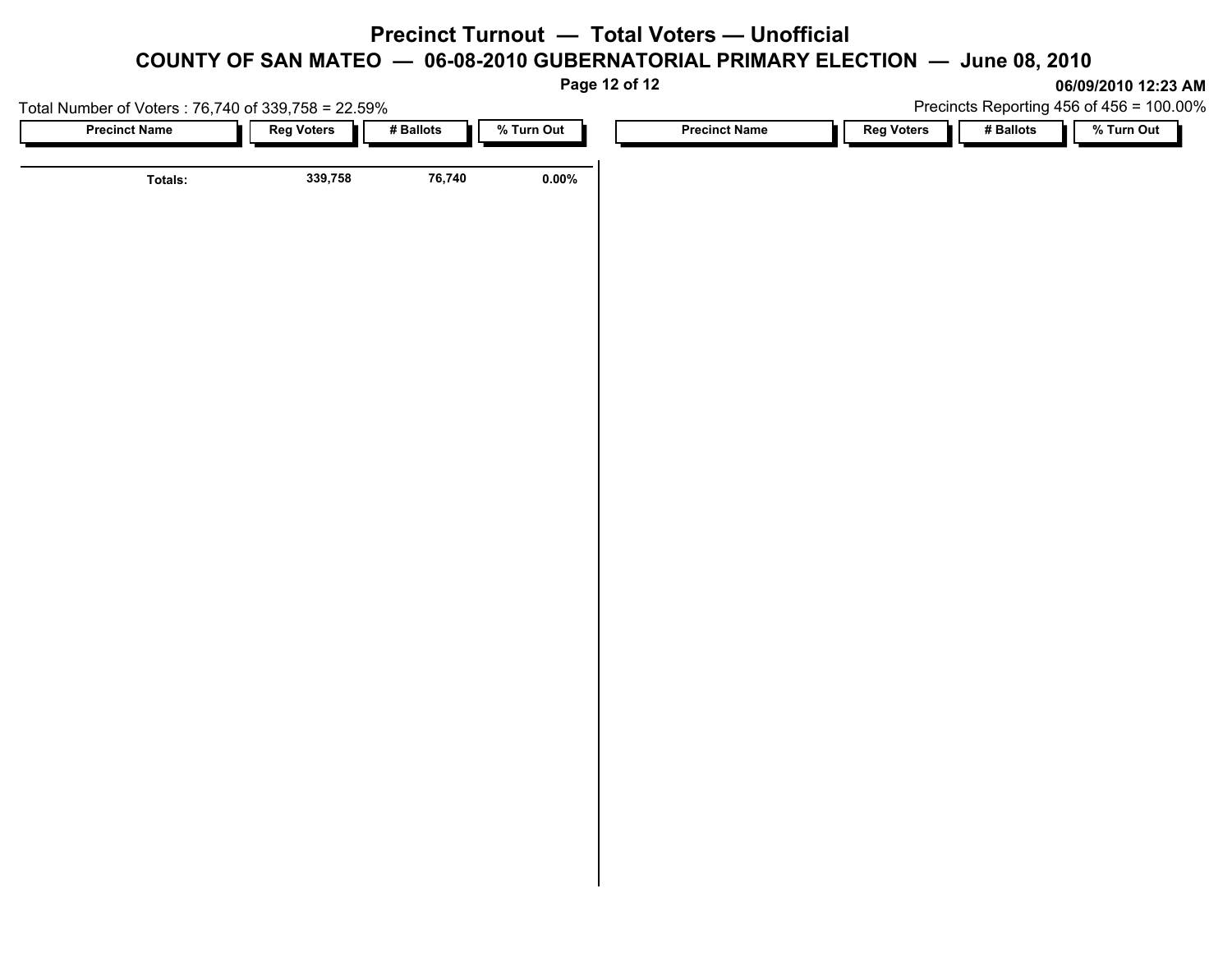# Precinct Turnout — Total Voters — Unofficial

## COUNTY OF SAN MATEO — 06-08-2010 GUBERNATORIAL PRIMARY ELECTION — June 08, 2010

**06/09/2010 12:23 AM**

Total Number of Voters : 76,740 of 339,758 = 22.59%

Precincts Reporting 456 of 456 = 100.00%

| Precinct Name | Reg Voters | # Ballots | % Turn Out |
|---|---|---|---|
| **Totals:** | **339,758** | **76,740** | **0.00%** |